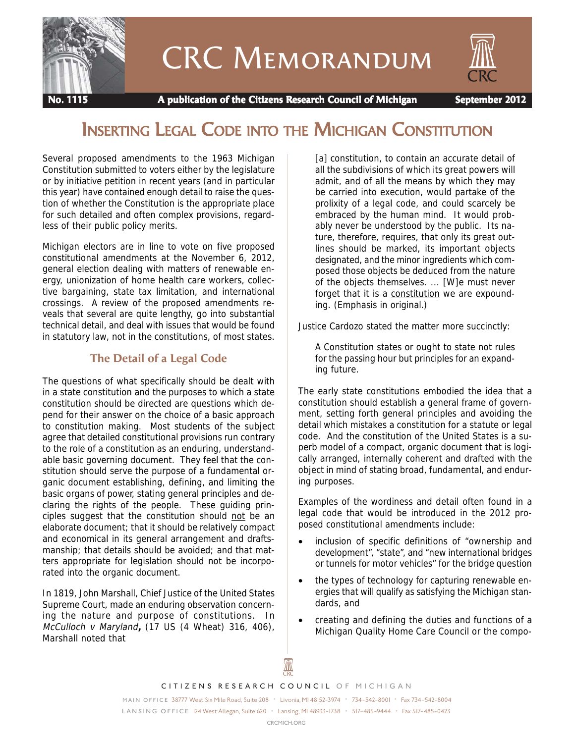# CRC Memorandum

**No. 1115** **A publication of the Citizens Research Council of Michigan** **September 2012**

## Inserting Legal Code into the Michigan Constitution

Several proposed amendments to the 1963 Michigan Constitution submitted to voters either by the legislature or by initiative petition in recent years (and in particular this year) have contained enough detail to raise the question of whether the Constitution is the appropriate place for such detailed and often complex provisions, regardless of their public policy merits.

Michigan electors are in line to vote on five proposed constitutional amendments at the November 6, 2012, general election dealing with matters of renewable energy, unionization of home health care workers, collective bargaining, state tax limitation, and international crossings. A review of the proposed amendments reveals that several are quite lengthy, go into substantial technical detail, and deal with issues that would be found in statutory law, not in the constitutions, of most states.

### The Detail of a Legal Code

The questions of what specifically should be dealt with in a state constitution and the purposes to which a state constitution should be directed are questions which depend for their answer on the choice of a basic approach to constitution making. Most students of the subject agree that detailed constitutional provisions run contrary to the role of a constitution as an enduring, understandable basic governing document. They feel that the constitution should serve the purpose of a fundamental organic document establishing, defining, and limiting the basic organs of power, stating general principles and declaring the rights of the people. These guiding principles suggest that the constitution should not be an elaborate document; that it should be relatively compact and economical in its general arrangement and draftsmanship; that details should be avoided; and that matters appropriate for legislation should not be incorporated into the organic document.

In 1819, John Marshall, Chief Justice of the United States Supreme Court, made an enduring observation concerning the nature and purpose of constitutions. In *McCulloch v Maryland***,** (17 US (4 Wheat) 316, 406), Marshall noted that

> [a] constitution, to contain an accurate detail of all the subdivisions of which its great powers will admit, and of all the means by which they may be carried into execution, would partake of the prolixity of a legal code, and could scarcely be embraced by the human mind. It would probably never be understood by the public. Its nature, therefore, requires, that only its great outlines should be marked, its important objects designated, and the minor ingredients which composed those objects be deduced from the nature of the objects themselves. ... [W]e must never forget that it is a constitution we are expounding. (Emphasis in original.)

Justice Cardozo stated the matter more succinctly:

> A Constitution states or ought to state not rules for the passing hour but principles for an expanding future.

The early state constitutions embodied the idea that a constitution should establish a general frame of government, setting forth general principles and avoiding the detail which mistakes a constitution for a statute or legal code. And the constitution of the United States is a superb model of a compact, organic document that is logically arranged, internally coherent and drafted with the object in mind of stating broad, fundamental, and enduring purposes.

Examples of the wordiness and detail often found in a legal code that would be introduced in the 2012 proposed constitutional amendments include:

- inclusion of specific definitions of "ownership and development", "state", and "new international bridges or tunnels for motor vehicles" for the bridge question
- the types of technology for capturing renewable energies that will qualify as satisfying the Michigan standards, and
- creating and defining the duties and functions of a Michigan Quality Home Care Council or the compo-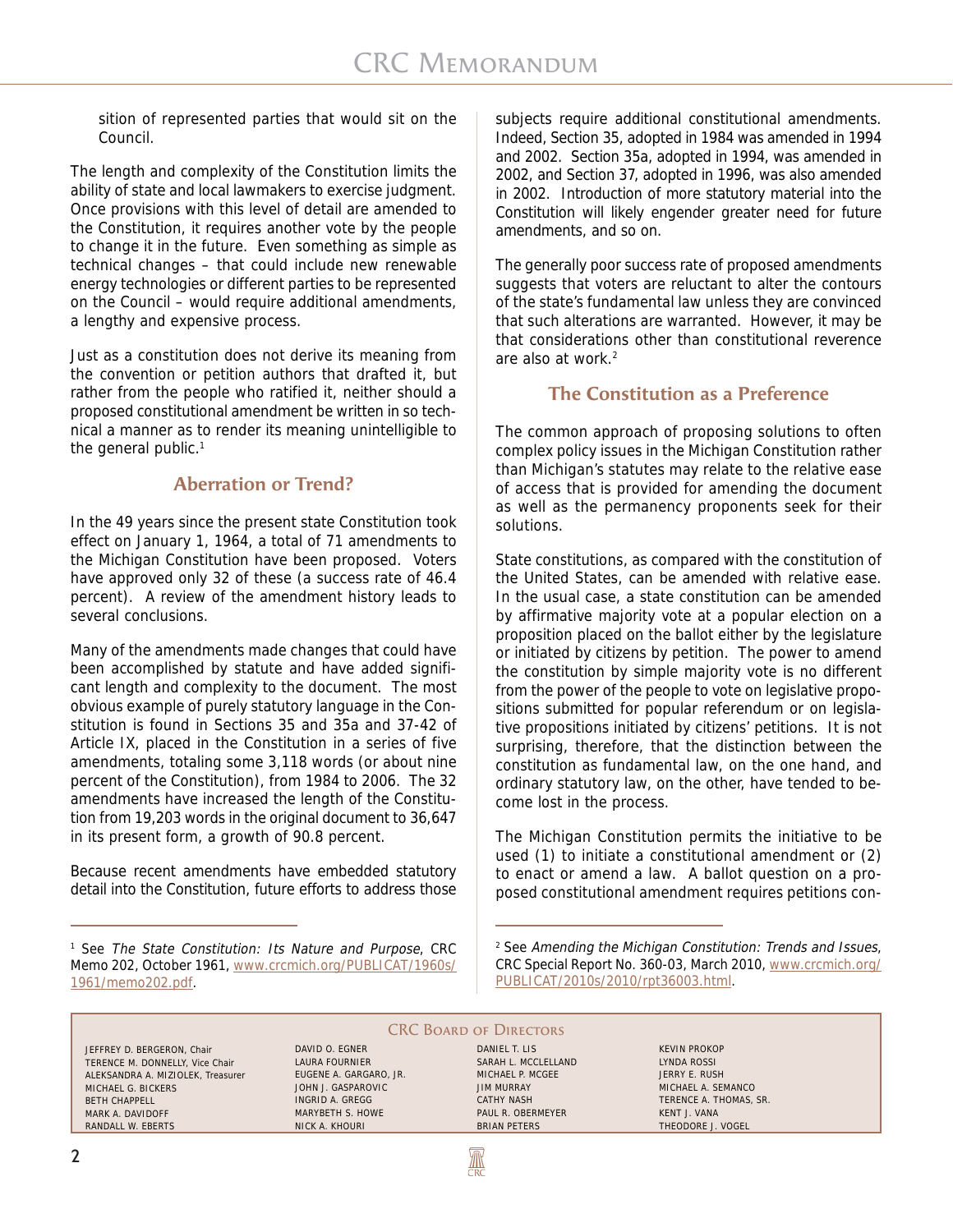sition of represented parties that would sit on the Council.

The length and complexity of the Constitution limits the ability of state and local lawmakers to exercise judgment. Once provisions with this level of detail are amended to the Constitution, it requires another vote by the people to change it in the future. Even something as simple as technical changes – that could include new renewable energy technologies or different parties to be represented on the Council – would require additional amendments, a lengthy and expensive process.

Just as a constitution does not derive its meaning from the convention or petition authors that drafted it, but rather from the people who ratified it, neither should a proposed constitutional amendment be written in so technical a manner as to render its meaning unintelligible to the general public.[1]

## Aberration or Trend?

In the 49 years since the present state Constitution took effect on January 1, 1964, a total of 71 amendments to the Michigan Constitution have been proposed. Voters have approved only 32 of these (a success rate of 46.4 percent). A review of the amendment history leads to several conclusions.

Many of the amendments made changes that could have been accomplished by statute and have added significant length and complexity to the document. The most obvious example of purely statutory language in the Constitution is found in Sections 35 and 35a and 37-42 of Article IX, placed in the Constitution in a series of five amendments, totaling some 3,118 words (or about nine percent of the Constitution), from 1984 to 2006. The 32 amendments have increased the length of the Constitution from 19,203 words in the original document to 36,647 in its present form, a growth of 90.8 percent.

Because recent amendments have embedded statutory detail into the Constitution, future efforts to address those subjects require additional constitutional amendments. Indeed, Section 35, adopted in 1984 was amended in 1994 and 2002. Section 35a, adopted in 1994, was amended in 2002, and Section 37, adopted in 1996, was also amended in 2002. Introduction of more statutory material into the Constitution will likely engender greater need for future amendments, and so on.

The generally poor success rate of proposed amendments suggests that voters are reluctant to alter the contours of the state's fundamental law unless they are convinced that such alterations are warranted. However, it may be that considerations other than constitutional reverence are also at work.[2]

## The Constitution as a Preference

The common approach of proposing solutions to often complex policy issues in the Michigan Constitution rather than Michigan's statutes may relate to the relative ease of access that is provided for amending the document as well as the permanency proponents seek for their solutions.

State constitutions, as compared with the constitution of the United States, can be amended with relative ease. In the usual case, a state constitution can be amended by affirmative majority vote at a popular election on a proposition placed on the ballot either by the legislature or initiated by citizens by petition. The power to amend the constitution by simple majority vote is no different from the power of the people to vote on legislative propositions submitted for popular referendum or on legislative propositions initiated by citizens' petitions. It is not surprising, therefore, that the distinction between the constitution as fundamental law, on the one hand, and ordinary statutory law, on the other, have tended to become lost in the process.

The Michigan Constitution permits the initiative to be used (1) to initiate a constitutional amendment or (2) to enact or amend a law. A ballot question on a proposed constitutional amendment requires petitions con-

---

[1] See *The State Constitution: Its Nature and Purpose*, CRC Memo 202, October 1961, www.crcmich.org/PUBLICAT/1960s/1961/memo202.pdf.

[2] See *Amending the Michigan Constitution: Trends and Issues*, CRC Special Report No. 360-03, March 2010, www.crcmich.org/PUBLICAT/2010s/2010/rpt36003.html.

---

**CRC Board of Directors**

| | | | |
|---|---|---|---|
| JEFFREY D. BERGERON, Chair | DAVID O. EGNER | DANIEL T. LIS | KEVIN PROKOP |
| TERENCE M. DONNELLY, Vice Chair | LAURA FOURNIER | SARAH L. MCCLELLAND | LYNDA ROSSI |
| ALEKSANDRA A. MIZIOLEK, Treasurer | EUGENE A. GARGARO, JR. | MICHAEL P. MCGEE | JERRY E. RUSH |
| MICHAEL G. BICKERS | JOHN J. GASPAROVIC | JIM MURRAY | MICHAEL A. SEMANCO |
| BETH CHAPPELL | INGRID A. GREGG | CATHY NASH | TERENCE A. THOMAS, SR. |
| MARK A. DAVIDOFF | MARYBETH S. HOWE | PAUL R. OBERMEYER | KENT J. VANA |
| RANDALL W. EBERTS | NICK A. KHOURI | BRIAN PETERS | THEODORE J. VOGEL |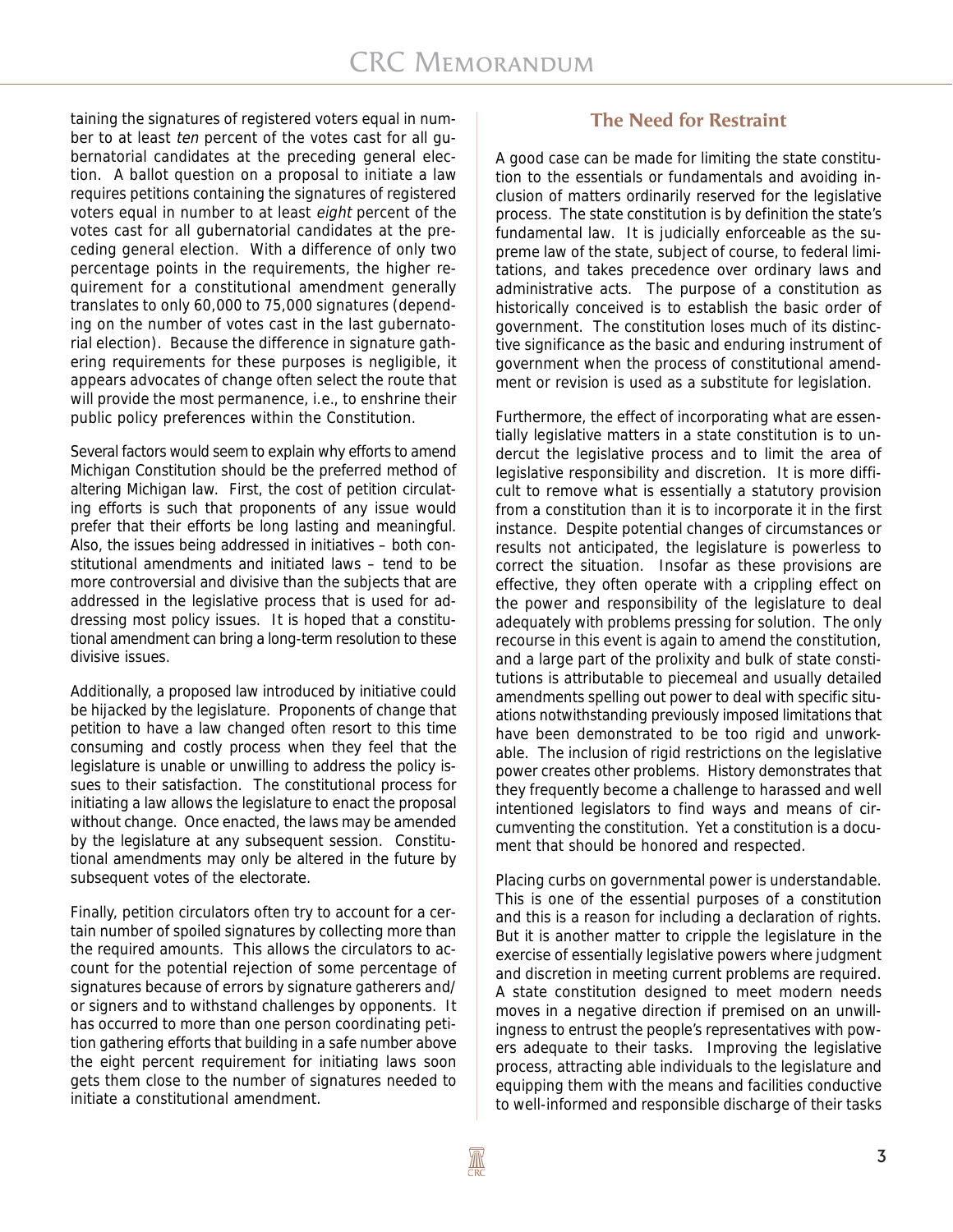taining the signatures of registered voters equal in number to at least *ten* percent of the votes cast for all gubernatorial candidates at the preceding general election. A ballot question on a proposal to initiate a law requires petitions containing the signatures of registered voters equal in number to at least *eight* percent of the votes cast for all gubernatorial candidates at the preceding general election. With a difference of only two percentage points in the requirements, the higher requirement for a constitutional amendment generally translates to only 60,000 to 75,000 signatures (depending on the number of votes cast in the last gubernatorial election). Because the difference in signature gathering requirements for these purposes is negligible, it appears advocates of change often select the route that will provide the most permanence, i.e., to enshrine their public policy preferences within the Constitution.

Several factors would seem to explain why efforts to amend Michigan Constitution should be the preferred method of altering Michigan law. First, the cost of petition circulating efforts is such that proponents of any issue would prefer that their efforts be long lasting and meaningful. Also, the issues being addressed in initiatives – both constitutional amendments and initiated laws – tend to be more controversial and divisive than the subjects that are addressed in the legislative process that is used for addressing most policy issues. It is hoped that a constitutional amendment can bring a long-term resolution to these divisive issues.

Additionally, a proposed law introduced by initiative could be hijacked by the legislature. Proponents of change that petition to have a law changed often resort to this time consuming and costly process when they feel that the legislature is unable or unwilling to address the policy issues to their satisfaction. The constitutional process for initiating a law allows the legislature to enact the proposal without change. Once enacted, the laws may be amended by the legislature at any subsequent session. Constitutional amendments may only be altered in the future by subsequent votes of the electorate.

Finally, petition circulators often try to account for a certain number of spoiled signatures by collecting more than the required amounts. This allows the circulators to account for the potential rejection of some percentage of signatures because of errors by signature gatherers and/or signers and to withstand challenges by opponents. It has occurred to more than one person coordinating petition gathering efforts that building in a safe number above the eight percent requirement for initiating laws soon gets them close to the number of signatures needed to initiate a constitutional amendment.

## The Need for Restraint

A good case can be made for limiting the state constitution to the essentials or fundamentals and avoiding inclusion of matters ordinarily reserved for the legislative process. The state constitution is by definition the state's fundamental law. It is judicially enforceable as the supreme law of the state, subject of course, to federal limitations, and takes precedence over ordinary laws and administrative acts. The purpose of a constitution as historically conceived is to establish the basic order of government. The constitution loses much of its distinctive significance as the basic and enduring instrument of government when the process of constitutional amendment or revision is used as a substitute for legislation.

Furthermore, the effect of incorporating what are essentially legislative matters in a state constitution is to undercut the legislative process and to limit the area of legislative responsibility and discretion. It is more difficult to remove what is essentially a statutory provision from a constitution than it is to incorporate it in the first instance. Despite potential changes of circumstances or results not anticipated, the legislature is powerless to correct the situation. Insofar as these provisions are effective, they often operate with a crippling effect on the power and responsibility of the legislature to deal adequately with problems pressing for solution. The only recourse in this event is again to amend the constitution, and a large part of the prolixity and bulk of state constitutions is attributable to piecemeal and usually detailed amendments spelling out power to deal with specific situations notwithstanding previously imposed limitations that have been demonstrated to be too rigid and unworkable. The inclusion of rigid restrictions on the legislative power creates other problems. History demonstrates that they frequently become a challenge to harassed and well intentioned legislators to find ways and means of circumventing the constitution. Yet a constitution is a document that should be honored and respected.

Placing curbs on governmental power is understandable. This is one of the essential purposes of a constitution and this is a reason for including a declaration of rights. But it is another matter to cripple the legislature in the exercise of essentially legislative powers where judgment and discretion in meeting current problems are required. A state constitution designed to meet modern needs moves in a negative direction if premised on an unwillingness to entrust the people's representatives with powers adequate to their tasks. Improving the legislative process, attracting able individuals to the legislature and equipping them with the means and facilities conductive to well-informed and responsible discharge of their tasks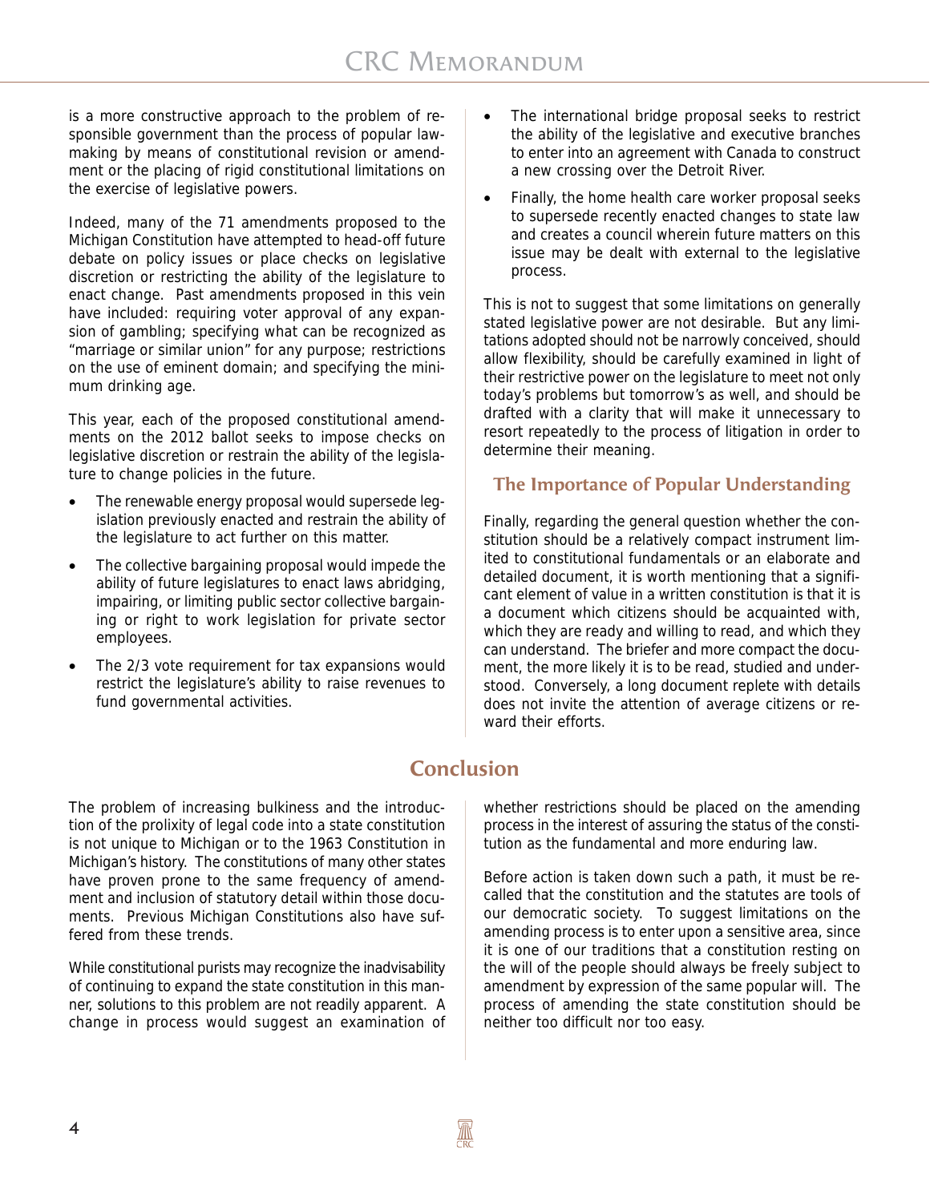is a more constructive approach to the problem of responsible government than the process of popular lawmaking by means of constitutional revision or amendment or the placing of rigid constitutional limitations on the exercise of legislative powers.

Indeed, many of the 71 amendments proposed to the Michigan Constitution have attempted to head-off future debate on policy issues or place checks on legislative discretion or restricting the ability of the legislature to enact change. Past amendments proposed in this vein have included: requiring voter approval of any expansion of gambling; specifying what can be recognized as "marriage or similar union" for any purpose; restrictions on the use of eminent domain; and specifying the minimum drinking age.

This year, each of the proposed constitutional amendments on the 2012 ballot seeks to impose checks on legislative discretion or restrain the ability of the legislature to change policies in the future.

- The renewable energy proposal would supersede legislation previously enacted and restrain the ability of the legislature to act further on this matter.
- The collective bargaining proposal would impede the ability of future legislatures to enact laws abridging, impairing, or limiting public sector collective bargaining or right to work legislation for private sector employees.
- The 2/3 vote requirement for tax expansions would restrict the legislature's ability to raise revenues to fund governmental activities.
- The international bridge proposal seeks to restrict the ability of the legislative and executive branches to enter into an agreement with Canada to construct a new crossing over the Detroit River.
- Finally, the home health care worker proposal seeks to supersede recently enacted changes to state law and creates a council wherein future matters on this issue may be dealt with external to the legislative process.

This is not to suggest that some limitations on generally stated legislative power are not desirable. But any limitations adopted should not be narrowly conceived, should allow flexibility, should be carefully examined in light of their restrictive power on the legislature to meet not only today's problems but tomorrow's as well, and should be drafted with a clarity that will make it unnecessary to resort repeatedly to the process of litigation in order to determine their meaning.

### The Importance of Popular Understanding

Finally, regarding the general question whether the constitution should be a relatively compact instrument limited to constitutional fundamentals or an elaborate and detailed document, it is worth mentioning that a significant element of value in a written constitution is that it is a document which citizens should be acquainted with, which they are ready and willing to read, and which they can understand. The briefer and more compact the document, the more likely it is to be read, studied and understood. Conversely, a long document replete with details does not invite the attention of average citizens or reward their efforts.

## Conclusion

The problem of increasing bulkiness and the introduction of the prolixity of legal code into a state constitution is not unique to Michigan or to the 1963 Constitution in Michigan's history. The constitutions of many other states have proven prone to the same frequency of amendment and inclusion of statutory detail within those documents. Previous Michigan Constitutions also have suffered from these trends.

While constitutional purists may recognize the inadvisability of continuing to expand the state constitution in this manner, solutions to this problem are not readily apparent. A change in process would suggest an examination of whether restrictions should be placed on the amending process in the interest of assuring the status of the constitution as the fundamental and more enduring law.

Before action is taken down such a path, it must be recalled that the constitution and the statutes are tools of our democratic society. To suggest limitations on the amending process is to enter upon a sensitive area, since it is one of our traditions that a constitution resting on the will of the people should always be freely subject to amendment by expression of the same popular will. The process of amending the state constitution should be neither too difficult nor too easy.